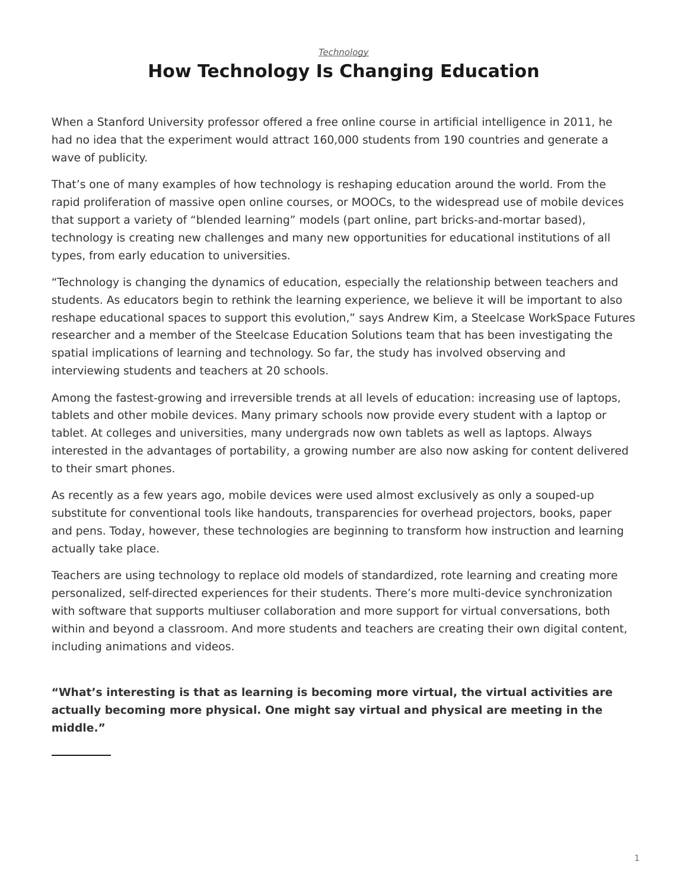*Technology*

# How Technology Is Changing Education

When a Stanford University professor offered a free online course in artificial intelligence in 2011, he had no idea that the experiment would attract 160,000 students from 190 countries and generate a wave of publicity.

That's one of many examples of how technology is reshaping education around the world. From the rapid proliferation of massive open online courses, or MOOCs, to the widespread use of mobile devices that support a variety of "blended learning" models (part online, part bricks-and-mortar based), technology is creating new challenges and many new opportunities for educational institutions of all types, from early education to universities.

"Technology is changing the dynamics of education, especially the relationship between teachers and students. As educators begin to rethink the learning experience, we believe it will be important to also reshape educational spaces to support this evolution," says Andrew Kim, a Steelcase WorkSpace Futures researcher and a member of the Steelcase Education Solutions team that has been investigating the spatial implications of learning and technology. So far, the study has involved observing and interviewing students and teachers at 20 schools.

Among the fastest-growing and irreversible trends at all levels of education: increasing use of laptops, tablets and other mobile devices. Many primary schools now provide every student with a laptop or tablet. At colleges and universities, many undergrads now own tablets as well as laptops. Always interested in the advantages of portability, a growing number are also now asking for content delivered to their smart phones.

As recently as a few years ago, mobile devices were used almost exclusively as only a souped-up substitute for conventional tools like handouts, transparencies for overhead projectors, books, paper and pens. Today, however, these technologies are beginning to transform how instruction and learning actually take place.

Teachers are using technology to replace old models of standardized, rote learning and creating more personalized, self-directed experiences for their students. There's more multi-device synchronization with software that supports multiuser collaboration and more support for virtual conversations, both within and beyond a classroom. And more students and teachers are creating their own digital content, including animations and videos.

**"What's interesting is that as learning is becoming more virtual, the virtual activities are actually becoming more physical. One might say virtual and physical are meeting in the middle."**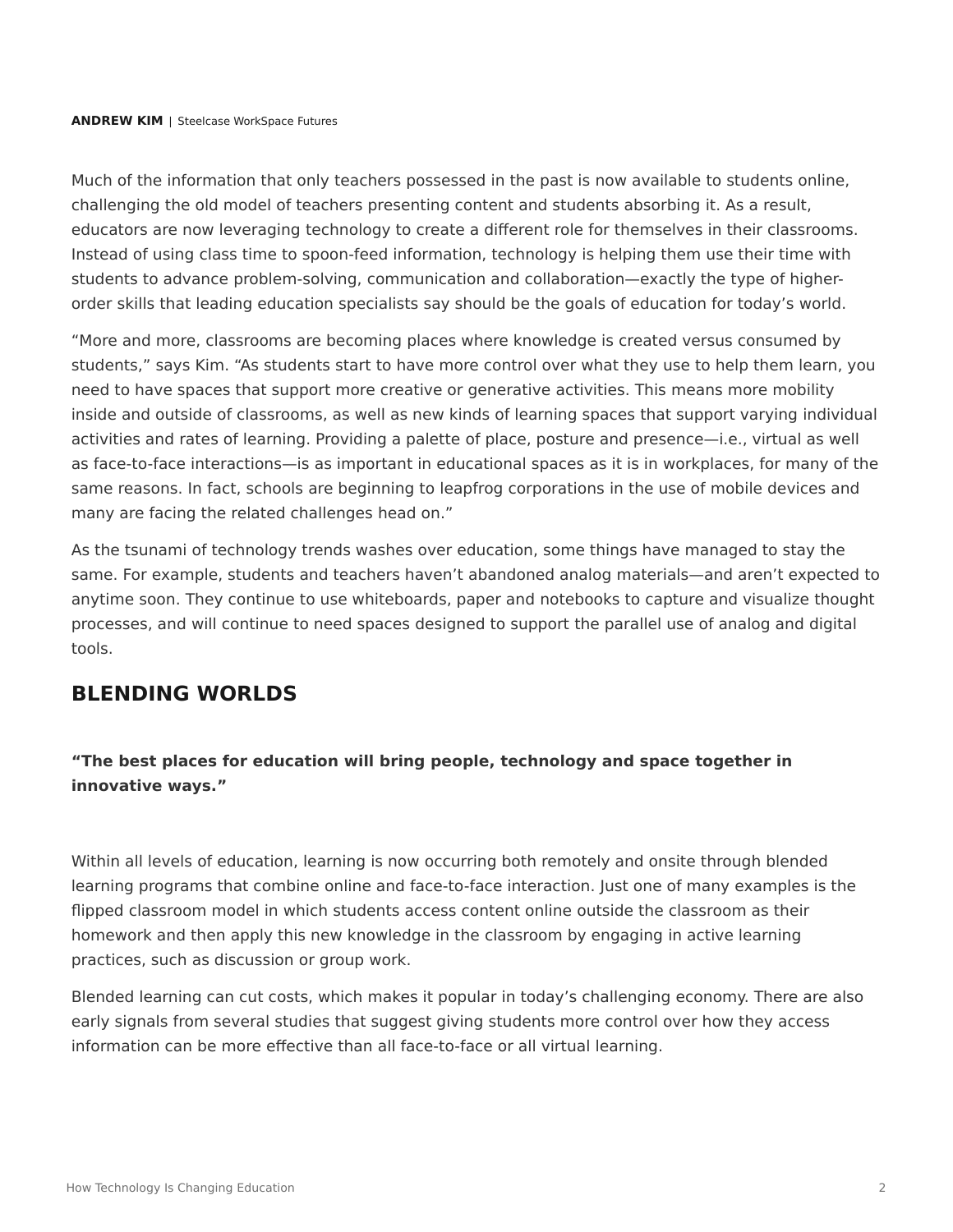**ANDREW KIM** | Steelcase WorkSpace Futures

Much of the information that only teachers possessed in the past is now available to students online, challenging the old model of teachers presenting content and students absorbing it. As a result, educators are now leveraging technology to create a different role for themselves in their classrooms. Instead of using class time to spoon-feed information, technology is helping them use their time with students to advance problem-solving, communication and collaboration—exactly the type of higher-order skills that leading education specialists say should be the goals of education for today's world.

"More and more, classrooms are becoming places where knowledge is created versus consumed by students," says Kim. "As students start to have more control over what they use to help them learn, you need to have spaces that support more creative or generative activities. This means more mobility inside and outside of classrooms, as well as new kinds of learning spaces that support varying individual activities and rates of learning. Providing a palette of place, posture and presence—i.e., virtual as well as face-to-face interactions—is as important in educational spaces as it is in workplaces, for many of the same reasons. In fact, schools are beginning to leapfrog corporations in the use of mobile devices and many are facing the related challenges head on."

As the tsunami of technology trends washes over education, some things have managed to stay the same. For example, students and teachers haven't abandoned analog materials—and aren't expected to anytime soon. They continue to use whiteboards, paper and notebooks to capture and visualize thought processes, and will continue to need spaces designed to support the parallel use of analog and digital tools.

## BLENDING WORLDS

**"The best places for education will bring people, technology and space together in innovative ways."**

Within all levels of education, learning is now occurring both remotely and onsite through blended learning programs that combine online and face-to-face interaction. Just one of many examples is the flipped classroom model in which students access content online outside the classroom as their homework and then apply this new knowledge in the classroom by engaging in active learning practices, such as discussion or group work.

Blended learning can cut costs, which makes it popular in today's challenging economy. There are also early signals from several studies that suggest giving students more control over how they access information can be more effective than all face-to-face or all virtual learning.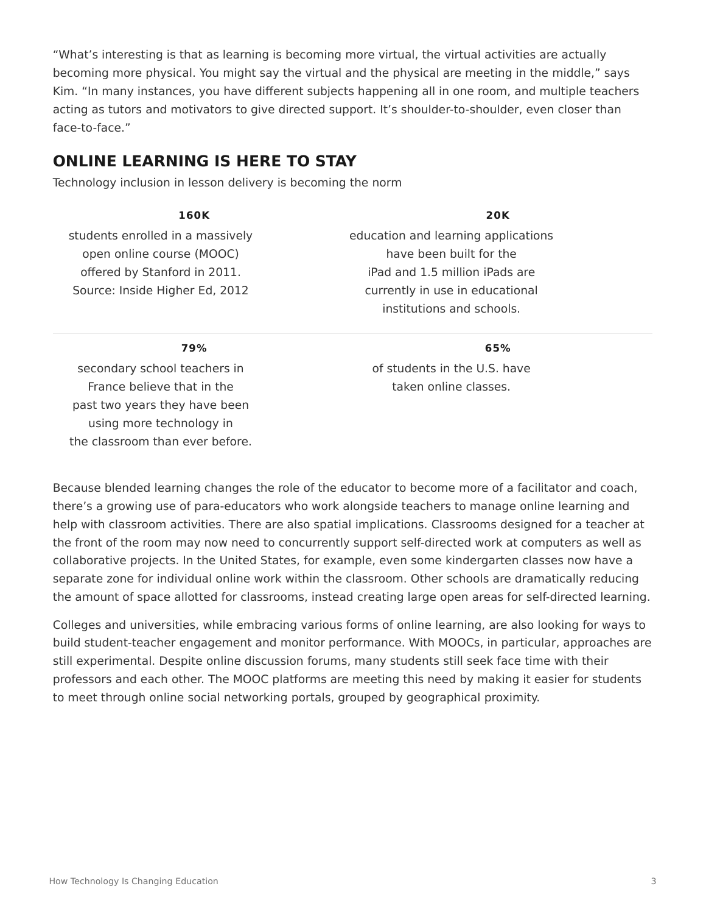"What's interesting is that as learning is becoming more virtual, the virtual activities are actually becoming more physical. You might say the virtual and the physical are meeting in the middle," says Kim. "In many instances, you have different subjects happening all in one room, and multiple teachers acting as tutors and motivators to give directed support. It's shoulder-to-shoulder, even closer than face-to-face."

## ONLINE LEARNING IS HERE TO STAY

Technology inclusion in lesson delivery is becoming the norm

**160K**

students enrolled in a massively open online course (MOOC) offered by Stanford in 2011. Source: Inside Higher Ed, 2012

**20K**

education and learning applications have been built for the iPad and 1.5 million iPads are currently in use in educational institutions and schools.

**79%**

secondary school teachers in France believe that in the past two years they have been using more technology in the classroom than ever before.

**65%**

of students in the U.S. have taken online classes.

Because blended learning changes the role of the educator to become more of a facilitator and coach, there's a growing use of para-educators who work alongside teachers to manage online learning and help with classroom activities. There are also spatial implications. Classrooms designed for a teacher at the front of the room may now need to concurrently support self-directed work at computers as well as collaborative projects. In the United States, for example, even some kindergarten classes now have a separate zone for individual online work within the classroom. Other schools are dramatically reducing the amount of space allotted for classrooms, instead creating large open areas for self-directed learning.

Colleges and universities, while embracing various forms of online learning, are also looking for ways to build student-teacher engagement and monitor performance. With MOOCs, in particular, approaches are still experimental. Despite online discussion forums, many students still seek face time with their professors and each other. The MOOC platforms are meeting this need by making it easier for students to meet through online social networking portals, grouped by geographical proximity.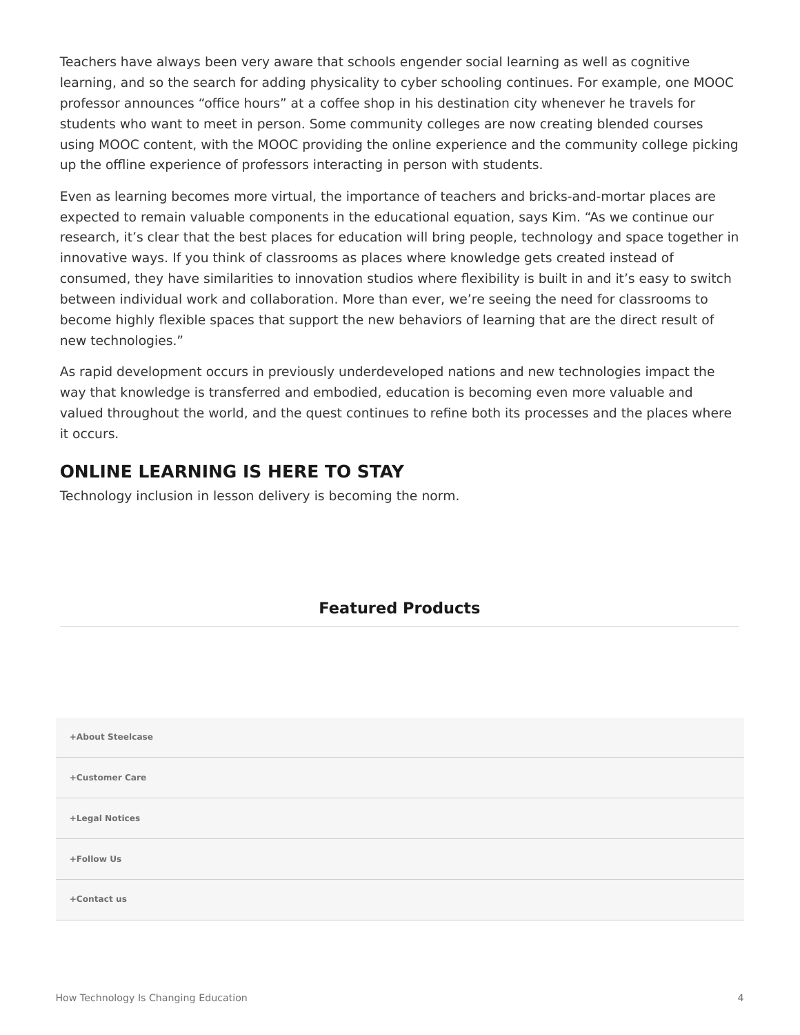Teachers have always been very aware that schools engender social learning as well as cognitive learning, and so the search for adding physicality to cyber schooling continues. For example, one MOOC professor announces “office hours” at a coffee shop in his destination city whenever he travels for students who want to meet in person. Some community colleges are now creating blended courses using MOOC content, with the MOOC providing the online experience and the community college picking up the offline experience of professors interacting in person with students.

Even as learning becomes more virtual, the importance of teachers and bricks-and-mortar places are expected to remain valuable components in the educational equation, says Kim. “As we continue our research, it’s clear that the best places for education will bring people, technology and space together in innovative ways. If you think of classrooms as places where knowledge gets created instead of consumed, they have similarities to innovation studios where flexibility is built in and it’s easy to switch between individual work and collaboration. More than ever, we’re seeing the need for classrooms to become highly flexible spaces that support the new behaviors of learning that are the direct result of new technologies.”

As rapid development occurs in previously underdeveloped nations and new technologies impact the way that knowledge is transferred and embodied, education is becoming even more valuable and valued throughout the world, and the quest continues to refine both its processes and the places where it occurs.

## ONLINE LEARNING IS HERE TO STAY

Technology inclusion in lesson delivery is becoming the norm.

### Featured Products

+About Steelcase

+Customer Care

+Legal Notices

+Follow Us

+Contact us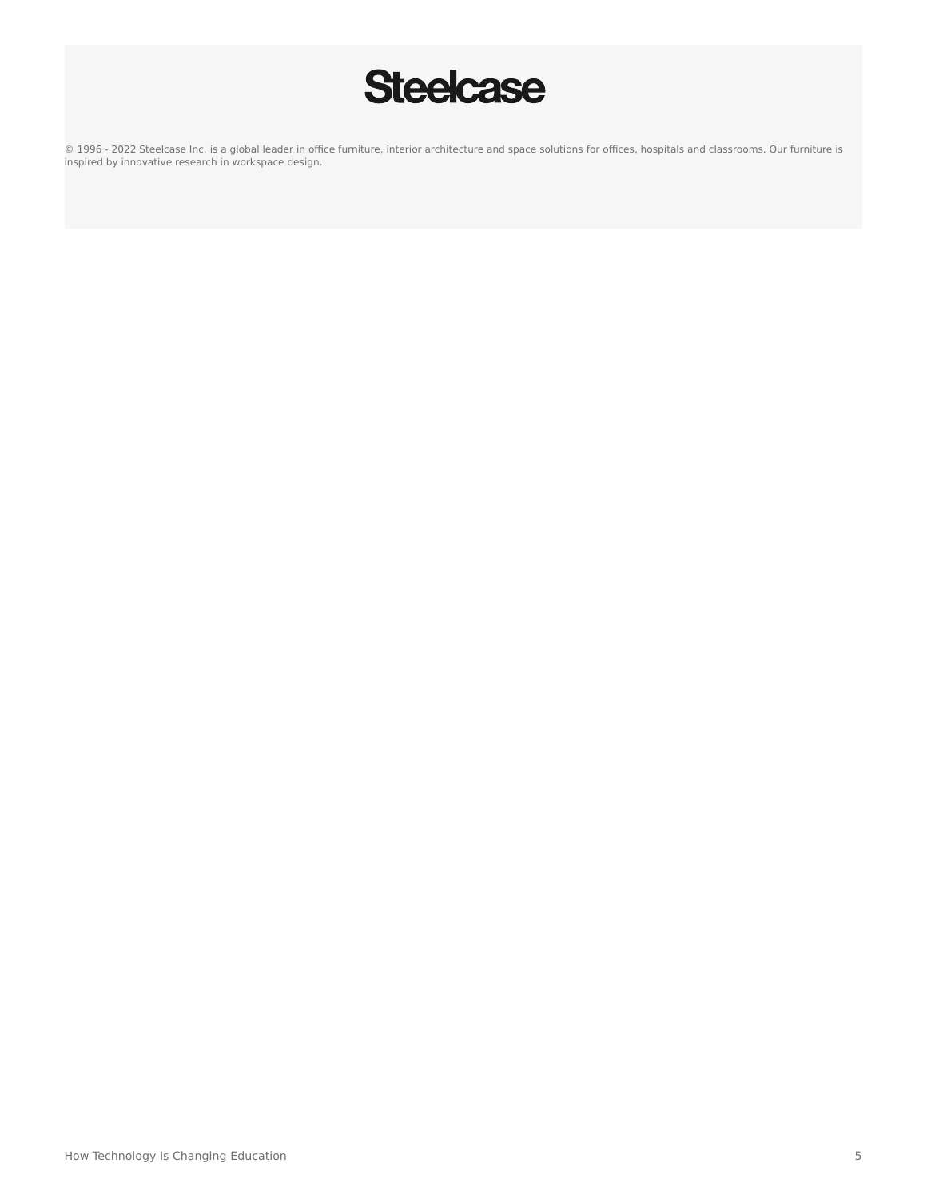Steelcase

© 1996 - 2022 Steelcase Inc. is a global leader in office furniture, interior architecture and space solutions for offices, hospitals and classrooms. Our furniture is inspired by innovative research in workspace design.